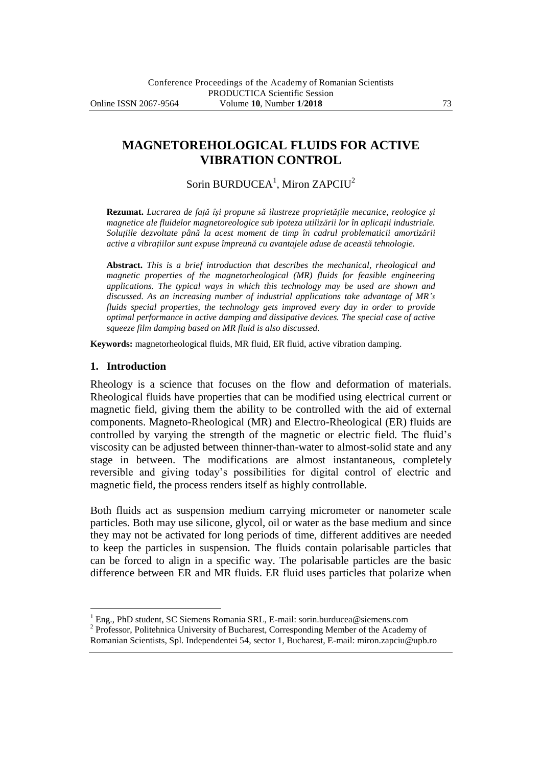# MAGNETOREHOLOGICAL FLUIDS FOR ACTIVE VIBRATION CONTROL

Sorin BURDUCEA[1], Miron ZAPCIU[2]

**Rezumat.** *Lucrarea de față își propune să ilustreze proprietățile mecanice, reologice și magnetice ale fluidelor magnetoreologice sub ipoteza utilizării lor în aplicații industriale. Soluțiile dezvoltate până la acest moment de timp în cadrul problematicii amortizării active a vibrațiilor sunt expuse împreună cu avantajele aduse de această tehnologie.*

**Abstract.** *This is a brief introduction that describes the mechanical, rheological and magnetic properties of the magnetorheological (MR) fluids for feasible engineering applications. The typical ways in which this technology may be used are shown and discussed. As an increasing number of industrial applications take advantage of MR's fluids special properties, the technology gets improved every day in order to provide optimal performance in active damping and dissipative devices. The special case of active squeeze film damping based on MR fluid is also discussed.*

**Keywords:** magnetorheological fluids, MR fluid, ER fluid, active vibration damping.

## 1. Introduction

Rheology is a science that focuses on the flow and deformation of materials. Rheological fluids have properties that can be modified using electrical current or magnetic field, giving them the ability to be controlled with the aid of external components. Magneto-Rheological (MR) and Electro-Rheological (ER) fluids are controlled by varying the strength of the magnetic or electric field. The fluid's viscosity can be adjusted between thinner-than-water to almost-solid state and any stage in between. The modifications are almost instantaneous, completely reversible and giving today's possibilities for digital control of electric and magnetic field, the process renders itself as highly controllable.

Both fluids act as suspension medium carrying micrometer or nanometer scale particles. Both may use silicone, glycol, oil or water as the base medium and since they may not be activated for long periods of time, different additives are needed to keep the particles in suspension. The fluids contain polarisable particles that can be forced to align in a specific way. The polarisable particles are the basic difference between ER and MR fluids. ER fluid uses particles that polarize when

---

[1] Eng., PhD student, SC Siemens Romania SRL, E-mail: sorin.burducea@siemens.com

[2] Professor, Politehnica University of Bucharest, Corresponding Member of the Academy of Romanian Scientists, Spl. Independentei 54, sector 1, Bucharest, E-mail: miron.zapciu@upb.ro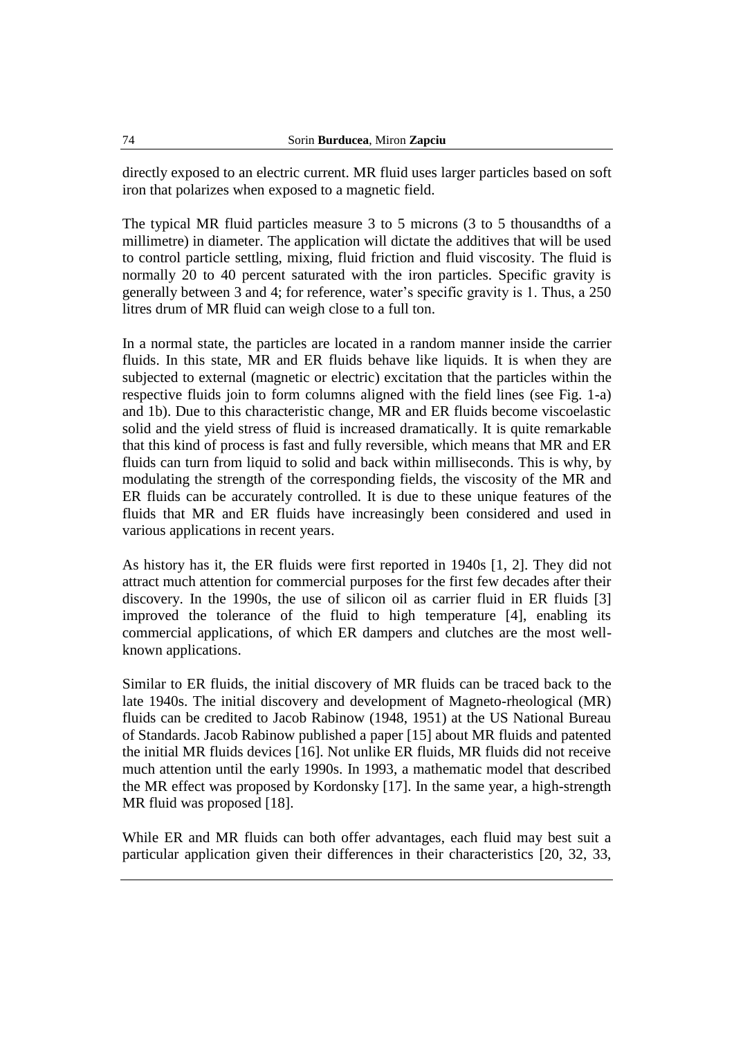directly exposed to an electric current. MR fluid uses larger particles based on soft iron that polarizes when exposed to a magnetic field.

The typical MR fluid particles measure 3 to 5 microns (3 to 5 thousandths of a millimetre) in diameter. The application will dictate the additives that will be used to control particle settling, mixing, fluid friction and fluid viscosity. The fluid is normally 20 to 40 percent saturated with the iron particles. Specific gravity is generally between 3 and 4; for reference, water's specific gravity is 1. Thus, a 250 litres drum of MR fluid can weigh close to a full ton.

In a normal state, the particles are located in a random manner inside the carrier fluids. In this state, MR and ER fluids behave like liquids. It is when they are subjected to external (magnetic or electric) excitation that the particles within the respective fluids join to form columns aligned with the field lines (see Fig. 1-a) and 1b). Due to this characteristic change, MR and ER fluids become viscoelastic solid and the yield stress of fluid is increased dramatically. It is quite remarkable that this kind of process is fast and fully reversible, which means that MR and ER fluids can turn from liquid to solid and back within milliseconds. This is why, by modulating the strength of the corresponding fields, the viscosity of the MR and ER fluids can be accurately controlled. It is due to these unique features of the fluids that MR and ER fluids have increasingly been considered and used in various applications in recent years.

As history has it, the ER fluids were first reported in 1940s [1, 2]. They did not attract much attention for commercial purposes for the first few decades after their discovery. In the 1990s, the use of silicon oil as carrier fluid in ER fluids [3] improved the tolerance of the fluid to high temperature [4], enabling its commercial applications, of which ER dampers and clutches are the most well-known applications.

Similar to ER fluids, the initial discovery of MR fluids can be traced back to the late 1940s. The initial discovery and development of Magneto-rheological (MR) fluids can be credited to Jacob Rabinow (1948, 1951) at the US National Bureau of Standards. Jacob Rabinow published a paper [15] about MR fluids and patented the initial MR fluids devices [16]. Not unlike ER fluids, MR fluids did not receive much attention until the early 1990s. In 1993, a mathematic model that described the MR effect was proposed by Kordonsky [17]. In the same year, a high-strength MR fluid was proposed [18].

While ER and MR fluids can both offer advantages, each fluid may best suit a particular application given their differences in their characteristics [20, 32, 33,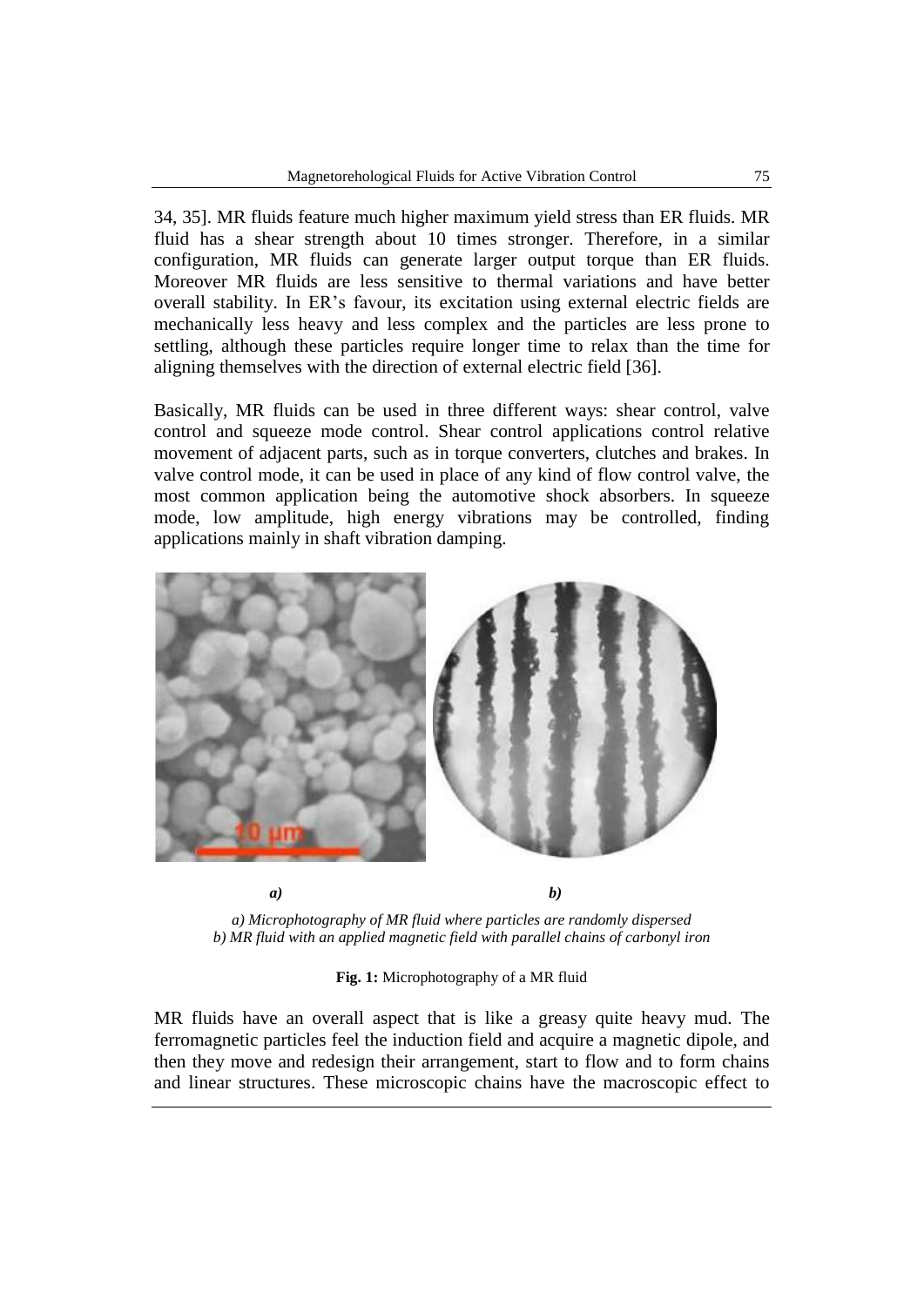34, 35]. MR fluids feature much higher maximum yield stress than ER fluids. MR fluid has a shear strength about 10 times stronger. Therefore, in a similar configuration, MR fluids can generate larger output torque than ER fluids. Moreover MR fluids are less sensitive to thermal variations and have better overall stability. In ER's favour, its excitation using external electric fields are mechanically less heavy and less complex and the particles are less prone to settling, although these particles require longer time to relax than the time for aligning themselves with the direction of external electric field [36].

Basically, MR fluids can be used in three different ways: shear control, valve control and squeeze mode control. Shear control applications control relative movement of adjacent parts, such as in torque converters, clutches and brakes. In valve control mode, it can be used in place of any kind of flow control valve, the most common application being the automotive shock absorbers. In squeeze mode, low amplitude, high energy vibrations may be controlled, finding applications mainly in shaft vibration damping.

*a)* *b)*

*a) Microphotography of MR fluid where particles are randomly dispersed*
*b) MR fluid with an applied magnetic field with parallel chains of carbonyl iron*

**Fig. 1:** Microphotography of a MR fluid

MR fluids have an overall aspect that is like a greasy quite heavy mud. The ferromagnetic particles feel the induction field and acquire a magnetic dipole, and then they move and redesign their arrangement, start to flow and to form chains and linear structures. These microscopic chains have the macroscopic effect to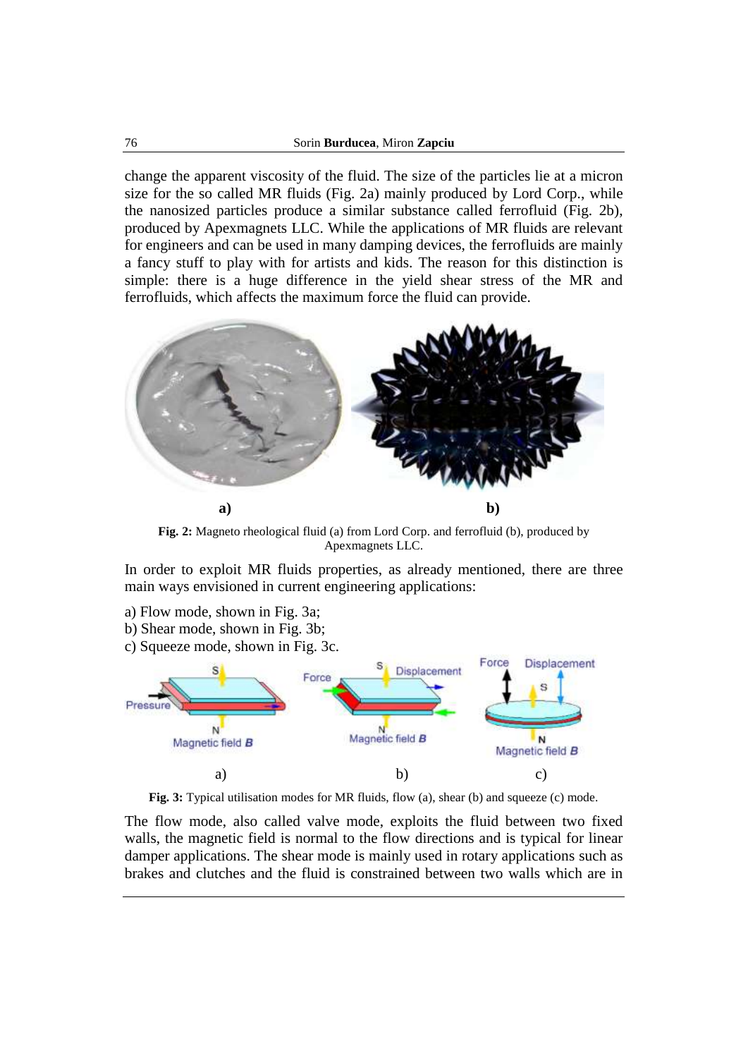change the apparent viscosity of the fluid. The size of the particles lie at a micron size for the so called MR fluids (Fig. 2a) mainly produced by Lord Corp., while the nanosized particles produce a similar substance called ferrofluid (Fig. 2b), produced by Apexmagnets LLC. While the applications of MR fluids are relevant for engineers and can be used in many damping devices, the ferrofluids are mainly a fancy stuff to play with for artists and kids. The reason for this distinction is simple: there is a huge difference in the yield shear stress of the MR and ferrofluids, which affects the maximum force the fluid can provide.

**Fig. 2:** Magneto rheological fluid (a) from Lord Corp. and ferrofluid (b), produced by Apexmagnets LLC.

In order to exploit MR fluids properties, as already mentioned, there are three main ways envisioned in current engineering applications:

a) Flow mode, shown in Fig. 3a;
b) Shear mode, shown in Fig. 3b;
c) Squeeze mode, shown in Fig. 3c.

**Fig. 3:** Typical utilisation modes for MR fluids, flow (a), shear (b) and squeeze (c) mode.

The flow mode, also called valve mode, exploits the fluid between two fixed walls, the magnetic field is normal to the flow directions and is typical for linear damper applications. The shear mode is mainly used in rotary applications such as brakes and clutches and the fluid is constrained between two walls which are in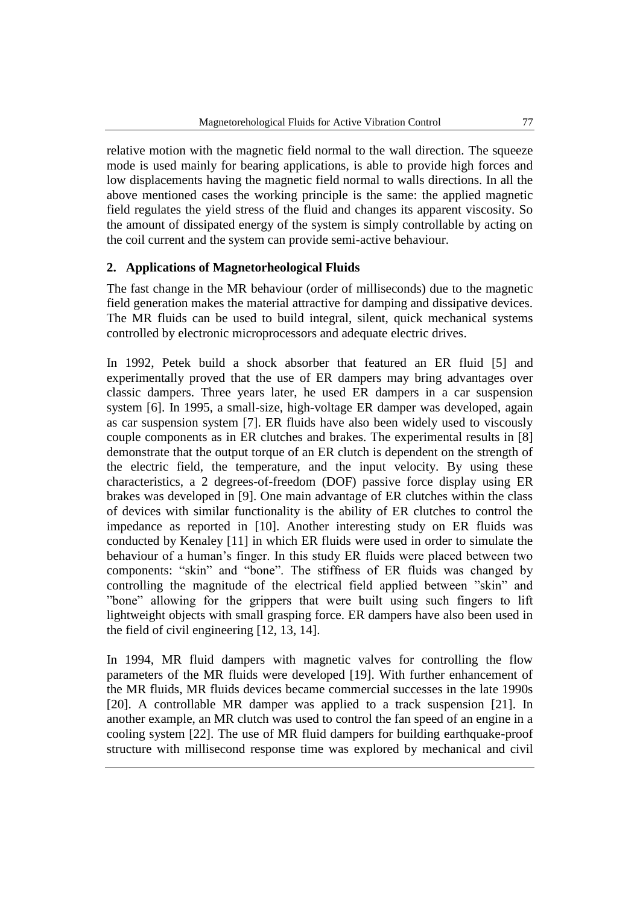relative motion with the magnetic field normal to the wall direction. The squeeze mode is used mainly for bearing applications, is able to provide high forces and low displacements having the magnetic field normal to walls directions. In all the above mentioned cases the working principle is the same: the applied magnetic field regulates the yield stress of the fluid and changes its apparent viscosity. So the amount of dissipated energy of the system is simply controllable by acting on the coil current and the system can provide semi-active behaviour.

## 2. Applications of Magnetorheological Fluids

The fast change in the MR behaviour (order of milliseconds) due to the magnetic field generation makes the material attractive for damping and dissipative devices. The MR fluids can be used to build integral, silent, quick mechanical systems controlled by electronic microprocessors and adequate electric drives.

In 1992, Petek build a shock absorber that featured an ER fluid [5] and experimentally proved that the use of ER dampers may bring advantages over classic dampers. Three years later, he used ER dampers in a car suspension system [6]. In 1995, a small-size, high-voltage ER damper was developed, again as car suspension system [7]. ER fluids have also been widely used to viscously couple components as in ER clutches and brakes. The experimental results in [8] demonstrate that the output torque of an ER clutch is dependent on the strength of the electric field, the temperature, and the input velocity. By using these characteristics, a 2 degrees-of-freedom (DOF) passive force display using ER brakes was developed in [9]. One main advantage of ER clutches within the class of devices with similar functionality is the ability of ER clutches to control the impedance as reported in [10]. Another interesting study on ER fluids was conducted by Kenaley [11] in which ER fluids were used in order to simulate the behaviour of a human's finger. In this study ER fluids were placed between two components: "skin" and "bone". The stiffness of ER fluids was changed by controlling the magnitude of the electrical field applied between "skin" and "bone" allowing for the grippers that were built using such fingers to lift lightweight objects with small grasping force. ER dampers have also been used in the field of civil engineering [12, 13, 14].

In 1994, MR fluid dampers with magnetic valves for controlling the flow parameters of the MR fluids were developed [19]. With further enhancement of the MR fluids, MR fluids devices became commercial successes in the late 1990s [20]. A controllable MR damper was applied to a track suspension [21]. In another example, an MR clutch was used to control the fan speed of an engine in a cooling system [22]. The use of MR fluid dampers for building earthquake-proof structure with millisecond response time was explored by mechanical and civil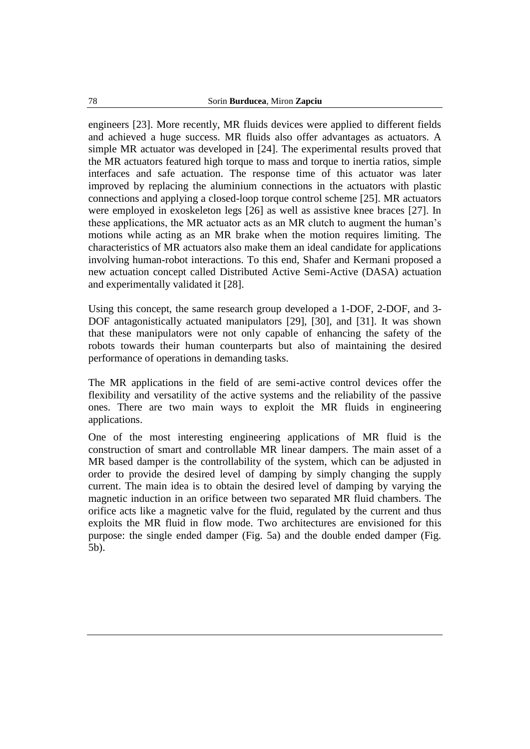engineers [23]. More recently, MR fluids devices were applied to different fields and achieved a huge success. MR fluids also offer advantages as actuators. A simple MR actuator was developed in [24]. The experimental results proved that the MR actuators featured high torque to mass and torque to inertia ratios, simple interfaces and safe actuation. The response time of this actuator was later improved by replacing the aluminium connections in the actuators with plastic connections and applying a closed-loop torque control scheme [25]. MR actuators were employed in exoskeleton legs [26] as well as assistive knee braces [27]. In these applications, the MR actuator acts as an MR clutch to augment the human's motions while acting as an MR brake when the motion requires limiting. The characteristics of MR actuators also make them an ideal candidate for applications involving human-robot interactions. To this end, Shafer and Kermani proposed a new actuation concept called Distributed Active Semi-Active (DASA) actuation and experimentally validated it [28].

Using this concept, the same research group developed a 1-DOF, 2-DOF, and 3-DOF antagonistically actuated manipulators [29], [30], and [31]. It was shown that these manipulators were not only capable of enhancing the safety of the robots towards their human counterparts but also of maintaining the desired performance of operations in demanding tasks.

The MR applications in the field of are semi-active control devices offer the flexibility and versatility of the active systems and the reliability of the passive ones. There are two main ways to exploit the MR fluids in engineering applications.

One of the most interesting engineering applications of MR fluid is the construction of smart and controllable MR linear dampers. The main asset of a MR based damper is the controllability of the system, which can be adjusted in order to provide the desired level of damping by simply changing the supply current. The main idea is to obtain the desired level of damping by varying the magnetic induction in an orifice between two separated MR fluid chambers. The orifice acts like a magnetic valve for the fluid, regulated by the current and thus exploits the MR fluid in flow mode. Two architectures are envisioned for this purpose: the single ended damper (Fig. 5a) and the double ended damper (Fig. 5b).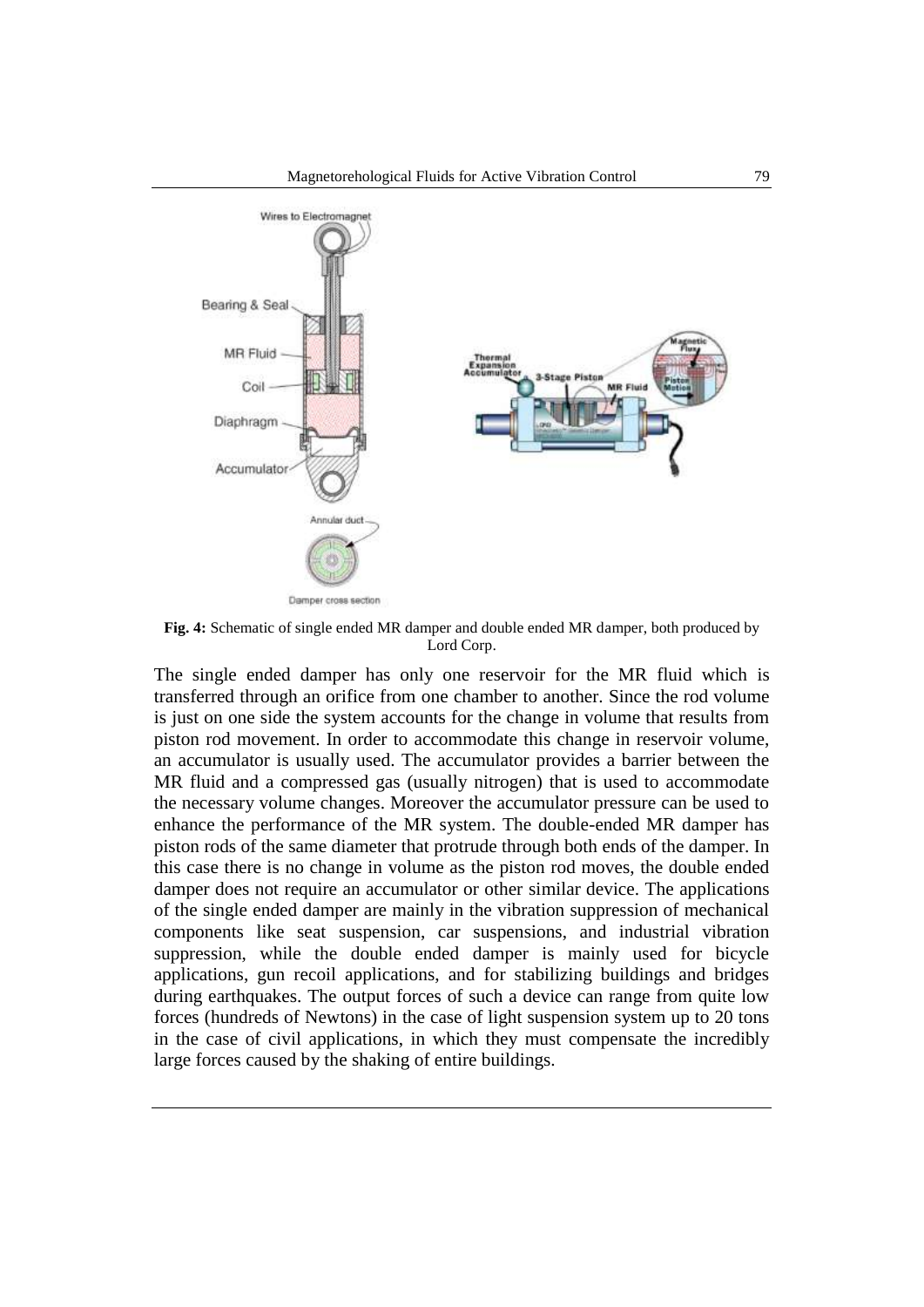**Fig. 4:** Schematic of single ended MR damper and double ended MR damper, both produced by Lord Corp.

The single ended damper has only one reservoir for the MR fluid which is transferred through an orifice from one chamber to another. Since the rod volume is just on one side the system accounts for the change in volume that results from piston rod movement. In order to accommodate this change in reservoir volume, an accumulator is usually used. The accumulator provides a barrier between the MR fluid and a compressed gas (usually nitrogen) that is used to accommodate the necessary volume changes. Moreover the accumulator pressure can be used to enhance the performance of the MR system. The double-ended MR damper has piston rods of the same diameter that protrude through both ends of the damper. In this case there is no change in volume as the piston rod moves, the double ended damper does not require an accumulator or other similar device. The applications of the single ended damper are mainly in the vibration suppression of mechanical components like seat suspension, car suspensions, and industrial vibration suppression, while the double ended damper is mainly used for bicycle applications, gun recoil applications, and for stabilizing buildings and bridges during earthquakes. The output forces of such a device can range from quite low forces (hundreds of Newtons) in the case of light suspension system up to 20 tons in the case of civil applications, in which they must compensate the incredibly large forces caused by the shaking of entire buildings.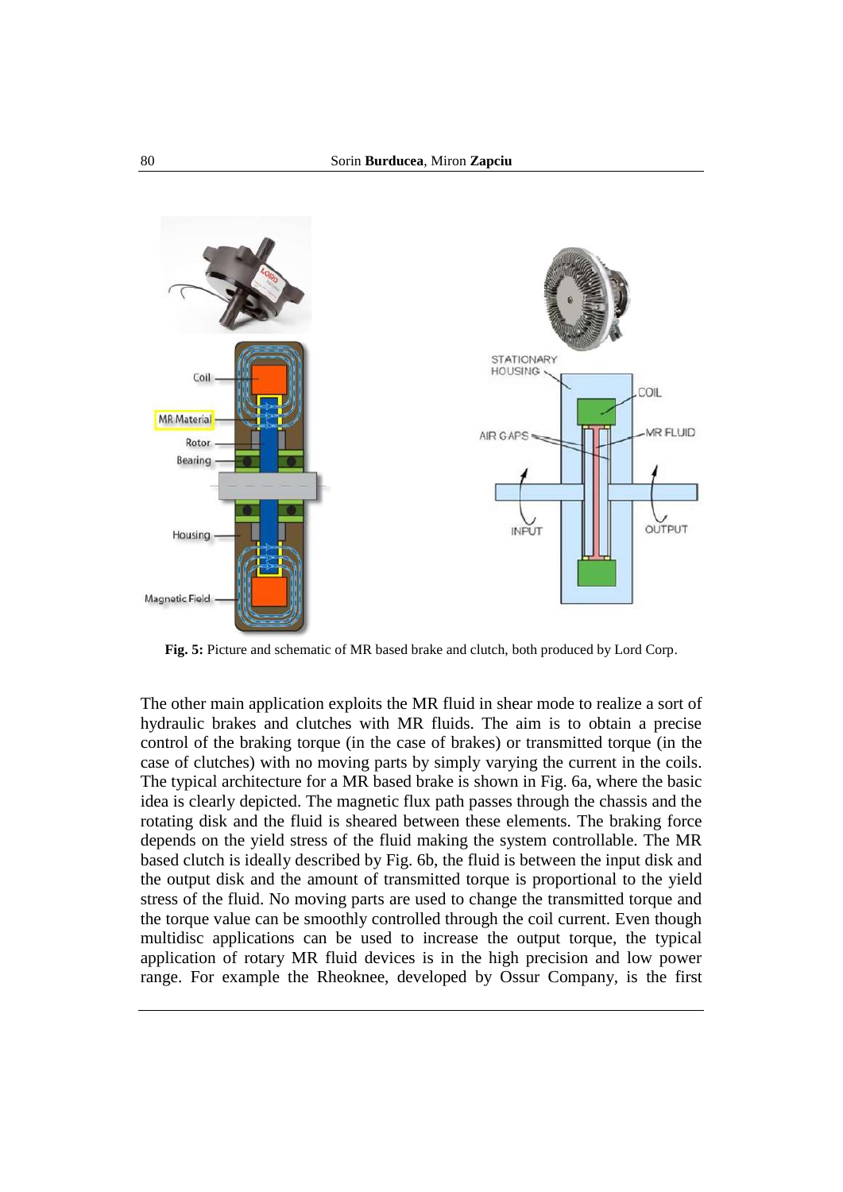Fig. 5: Picture and schematic of MR based brake and clutch, both produced by Lord Corp.

The other main application exploits the MR fluid in shear mode to realize a sort of hydraulic brakes and clutches with MR fluids. The aim is to obtain a precise control of the braking torque (in the case of brakes) or transmitted torque (in the case of clutches) with no moving parts by simply varying the current in the coils. The typical architecture for a MR based brake is shown in Fig. 6a, where the basic idea is clearly depicted. The magnetic flux path passes through the chassis and the rotating disk and the fluid is sheared between these elements. The braking force depends on the yield stress of the fluid making the system controllable. The MR based clutch is ideally described by Fig. 6b, the fluid is between the input disk and the output disk and the amount of transmitted torque is proportional to the yield stress of the fluid. No moving parts are used to change the transmitted torque and the torque value can be smoothly controlled through the coil current. Even though multidisc applications can be used to increase the output torque, the typical application of rotary MR fluid devices is in the high precision and low power range. For example the Rheoknee, developed by Ossur Company, is the first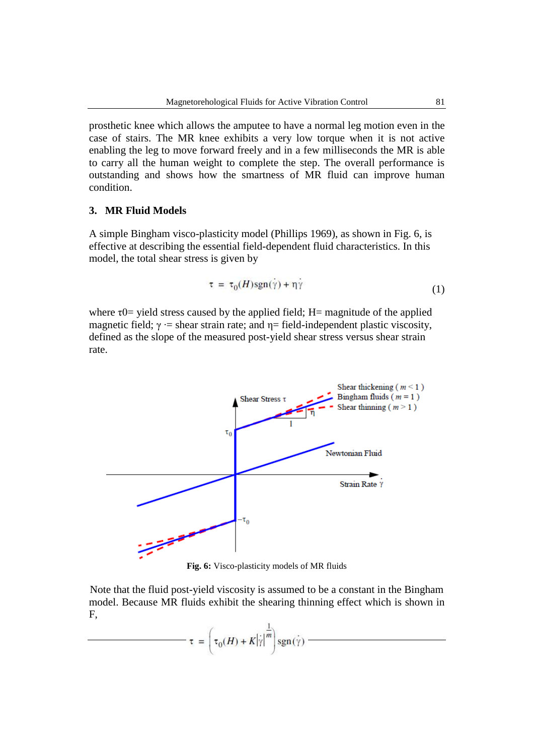prosthetic knee which allows the amputee to have a normal leg motion even in the case of stairs. The MR knee exhibits a very low torque when it is not active enabling the leg to move forward freely and in a few milliseconds the MR is able to carry all the human weight to complete the step. The overall performance is outstanding and shows how the smartness of MR fluid can improve human condition.

## 3. MR Fluid Models

A simple Bingham visco-plasticity model (Phillips 1969), as shown in Fig. 6, is effective at describing the essential field-dependent fluid characteristics. In this model, the total shear stress is given by

$$\tau = \tau_0(H)\mathrm{sgn}(\dot{\gamma}) + \eta\dot{\gamma} \tag{1}$$

where τ0= yield stress caused by the applied field; H= magnitude of the applied magnetic field; $\dot{\gamma}$ = shear strain rate; and η= field-independent plastic viscosity, defined as the slope of the measured post-yield shear stress versus shear strain rate.

Fig. 6: Visco-plasticity models of MR fluids

Note that the fluid post-yield viscosity is assumed to be a constant in the Bingham model. Because MR fluids exhibit the shearing thinning effect which is shown in F,

$$\tau = \left(\tau_0(H) + K|\dot{\gamma}|^{\frac{1}{m}}\right)\mathrm{sgn}(\dot{\gamma})$$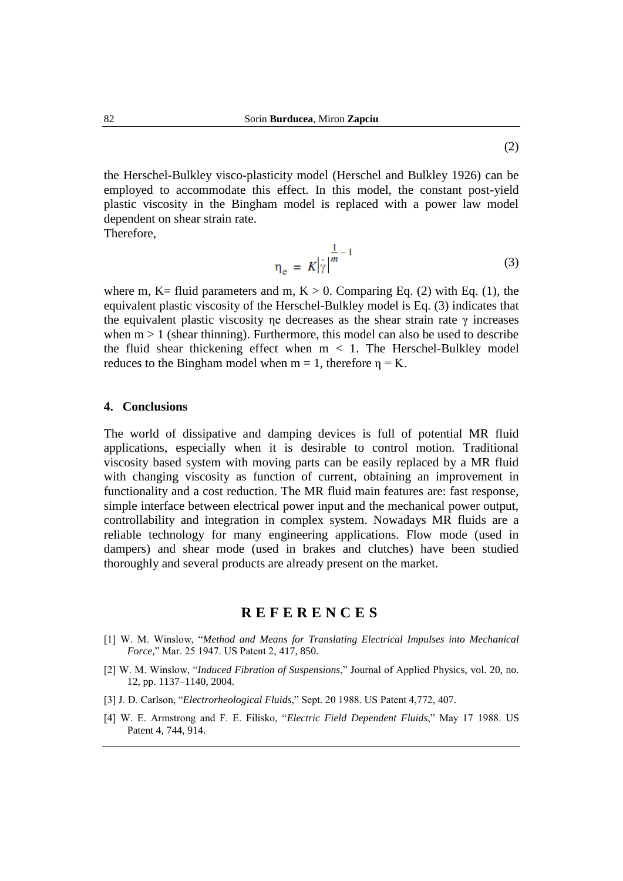(2)

the Herschel-Bulkley visco-plasticity model (Herschel and Bulkley 1926) can be employed to accommodate this effect. In this model, the constant post-yield plastic viscosity in the Bingham model is replaced with a power law model dependent on shear strain rate.
Therefore,

$$\eta_e = K|\dot{\gamma}|^{\frac{1}{m}-1} \tag{3}$$

where m, K= fluid parameters and m, K > 0. Comparing Eq. (2) with Eq. (1), the equivalent plastic viscosity of the Herschel-Bulkley model is Eq. (3) indicates that the equivalent plastic viscosity ηe decreases as the shear strain rate γ increases when m > 1 (shear thinning). Furthermore, this model can also be used to describe the fluid shear thickening effect when m < 1. The Herschel-Bulkley model reduces to the Bingham model when m = 1, therefore η = K.

## 4. Conclusions

The world of dissipative and damping devices is full of potential MR fluid applications, especially when it is desirable to control motion. Traditional viscosity based system with moving parts can be easily replaced by a MR fluid with changing viscosity as function of current, obtaining an improvement in functionality and a cost reduction. The MR fluid main features are: fast response, simple interface between electrical power input and the mechanical power output, controllability and integration in complex system. Nowadays MR fluids are a reliable technology for many engineering applications. Flow mode (used in dampers) and shear mode (used in brakes and clutches) have been studied thoroughly and several products are already present on the market.

## R E F E R E N C E S

[1] W. M. Winslow, "*Method and Means for Translating Electrical Impulses into Mechanical Force*," Mar. 25 1947. US Patent 2, 417, 850.

[2] W. M. Winslow, "*Induced Fibration of Suspensions*," Journal of Applied Physics, vol. 20, no. 12, pp. 1137–1140, 2004.

[3] J. D. Carlson, "*Electrorheological Fluids*," Sept. 20 1988. US Patent 4,772, 407.

[4] W. E. Armstrong and F. E. Filisko, "*Electric Field Dependent Fluids*," May 17 1988. US Patent 4, 744, 914.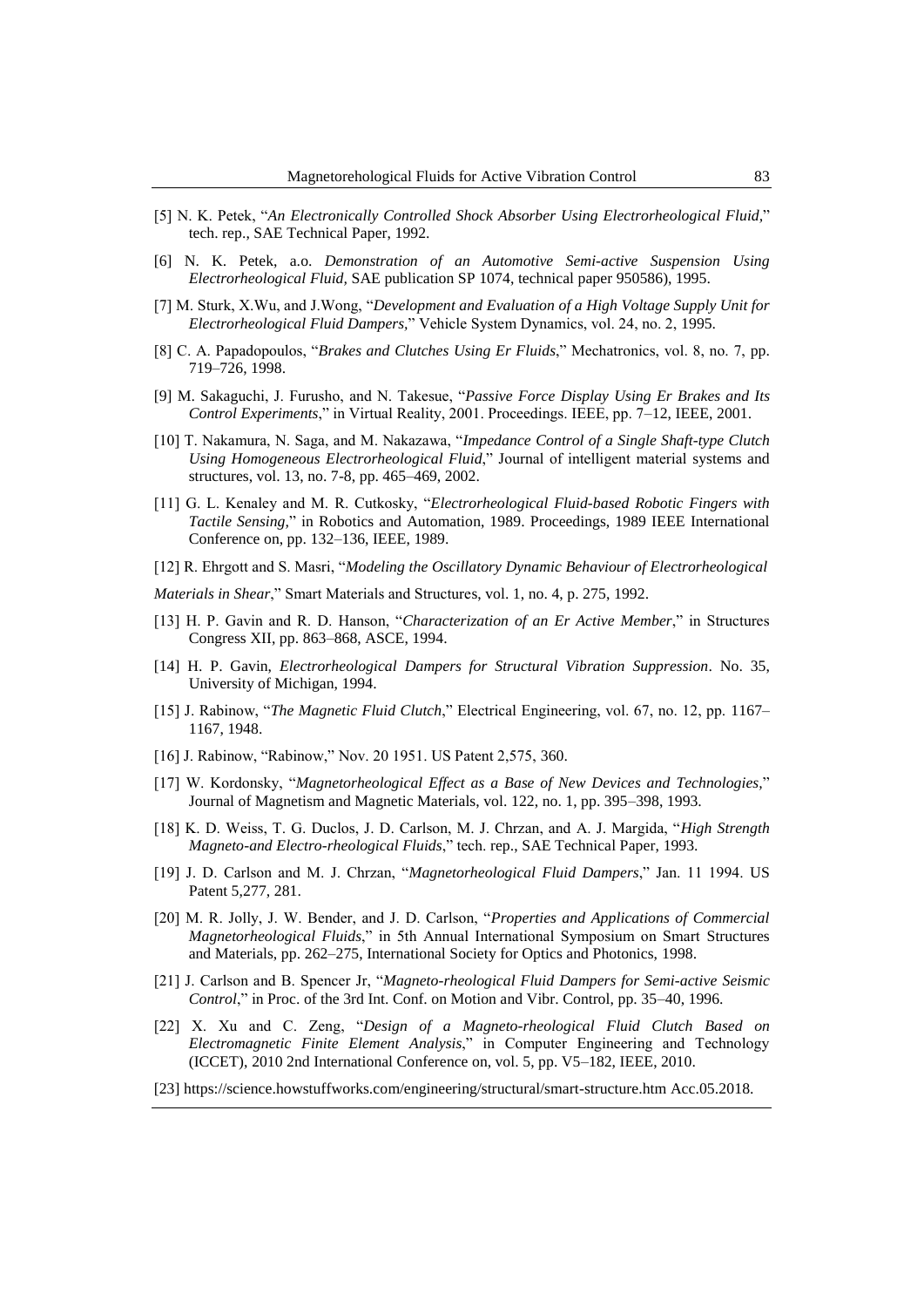[5] N. K. Petek, "*An Electronically Controlled Shock Absorber Using Electrorheological Fluid,*" tech. rep., SAE Technical Paper, 1992.

[6] N. K. Petek, a.o. *Demonstration of an Automotive Semi-active Suspension Using Electrorheological Fluid*, SAE publication SP 1074, technical paper 950586), 1995.

[7] M. Sturk, X.Wu, and J.Wong, "*Development and Evaluation of a High Voltage Supply Unit for Electrorheological Fluid Dampers,*" Vehicle System Dynamics, vol. 24, no. 2, 1995.

[8] C. A. Papadopoulos, "*Brakes and Clutches Using Er Fluids*," Mechatronics, vol. 8, no. 7, pp. 719–726, 1998.

[9] M. Sakaguchi, J. Furusho, and N. Takesue, "*Passive Force Display Using Er Brakes and Its Control Experiments*," in Virtual Reality, 2001. Proceedings. IEEE, pp. 7–12, IEEE, 2001.

[10] T. Nakamura, N. Saga, and M. Nakazawa, "*Impedance Control of a Single Shaft-type Clutch Using Homogeneous Electrorheological Fluid*," Journal of intelligent material systems and structures, vol. 13, no. 7-8, pp. 465–469, 2002.

[11] G. L. Kenaley and M. R. Cutkosky, "*Electrorheological Fluid-based Robotic Fingers with Tactile Sensing,*" in Robotics and Automation, 1989. Proceedings, 1989 IEEE International Conference on, pp. 132–136, IEEE, 1989.

[12] R. Ehrgott and S. Masri, "*Modeling the Oscillatory Dynamic Behaviour of Electrorheological Materials in Shear*," Smart Materials and Structures, vol. 1, no. 4, p. 275, 1992.

[13] H. P. Gavin and R. D. Hanson, "*Characterization of an Er Active Member*," in Structures Congress XII, pp. 863–868, ASCE, 1994.

[14] H. P. Gavin, *Electrorheological Dampers for Structural Vibration Suppression*. No. 35, University of Michigan, 1994.

[15] J. Rabinow, "*The Magnetic Fluid Clutch*," Electrical Engineering, vol. 67, no. 12, pp. 1167–1167, 1948.

[16] J. Rabinow, "Rabinow," Nov. 20 1951. US Patent 2,575, 360.

[17] W. Kordonsky, "*Magnetorheological Effect as a Base of New Devices and Technologies,*" Journal of Magnetism and Magnetic Materials, vol. 122, no. 1, pp. 395–398, 1993.

[18] K. D. Weiss, T. G. Duclos, J. D. Carlson, M. J. Chrzan, and A. J. Margida, "*High Strength Magneto-and Electro-rheological Fluids*," tech. rep., SAE Technical Paper, 1993.

[19] J. D. Carlson and M. J. Chrzan, "*Magnetorheological Fluid Dampers*," Jan. 11 1994. US Patent 5,277, 281.

[20] M. R. Jolly, J. W. Bender, and J. D. Carlson, "*Properties and Applications of Commercial Magnetorheological Fluids*," in 5th Annual International Symposium on Smart Structures and Materials, pp. 262–275, International Society for Optics and Photonics, 1998.

[21] J. Carlson and B. Spencer Jr, "*Magneto-rheological Fluid Dampers for Semi-active Seismic Control*," in Proc. of the 3rd Int. Conf. on Motion and Vibr. Control, pp. 35–40, 1996.

[22] X. Xu and C. Zeng, "*Design of a Magneto-rheological Fluid Clutch Based on Electromagnetic Finite Element Analysis*," in Computer Engineering and Technology (ICCET), 2010 2nd International Conference on, vol. 5, pp. V5–182, IEEE, 2010.

[23] https://science.howstuffworks.com/engineering/structural/smart-structure.htm Acc.05.2018.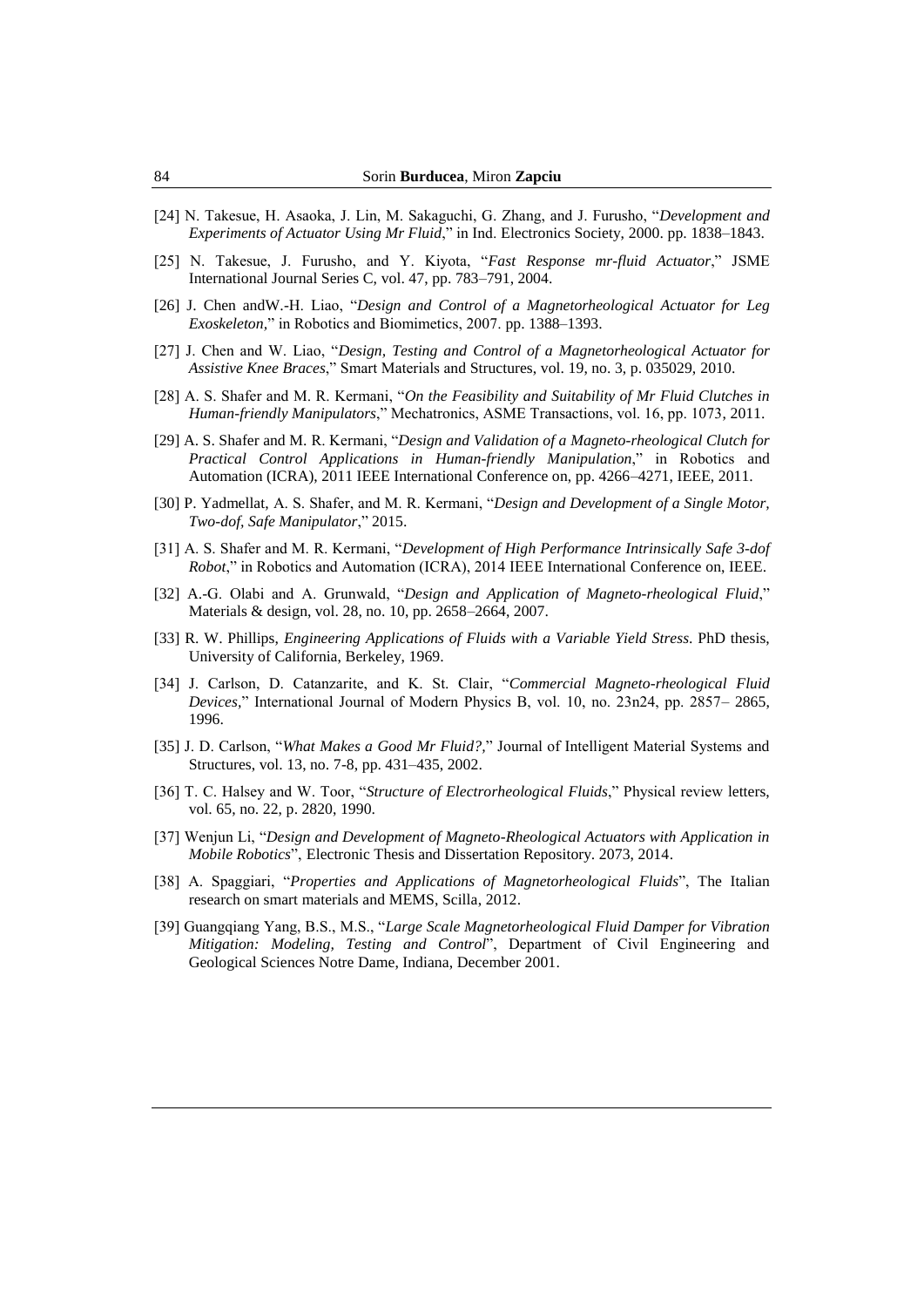[24] N. Takesue, H. Asaoka, J. Lin, M. Sakaguchi, G. Zhang, and J. Furusho, "*Development and Experiments of Actuator Using Mr Fluid*," in Ind. Electronics Society, 2000. pp. 1838–1843.

[25] N. Takesue, J. Furusho, and Y. Kiyota, "*Fast Response mr-fluid Actuator*," JSME International Journal Series C, vol. 47, pp. 783–791, 2004.

[26] J. Chen andW.-H. Liao, "*Design and Control of a Magnetorheological Actuator for Leg Exoskeleton*," in Robotics and Biomimetics, 2007. pp. 1388–1393.

[27] J. Chen and W. Liao, "*Design, Testing and Control of a Magnetorheological Actuator for Assistive Knee Braces*," Smart Materials and Structures, vol. 19, no. 3, p. 035029, 2010.

[28] A. S. Shafer and M. R. Kermani, "*On the Feasibility and Suitability of Mr Fluid Clutches in Human-friendly Manipulators*," Mechatronics, ASME Transactions, vol. 16, pp. 1073, 2011.

[29] A. S. Shafer and M. R. Kermani, "*Design and Validation of a Magneto-rheological Clutch for Practical Control Applications in Human-friendly Manipulation*," in Robotics and Automation (ICRA), 2011 IEEE International Conference on, pp. 4266–4271, IEEE, 2011.

[30] P. Yadmellat, A. S. Shafer, and M. R. Kermani, "*Design and Development of a Single Motor, Two-dof, Safe Manipulator*," 2015.

[31] A. S. Shafer and M. R. Kermani, "*Development of High Performance Intrinsically Safe 3-dof Robot*," in Robotics and Automation (ICRA), 2014 IEEE International Conference on, IEEE.

[32] A.-G. Olabi and A. Grunwald, "*Design and Application of Magneto-rheological Fluid*," Materials & design, vol. 28, no. 10, pp. 2658–2664, 2007.

[33] R. W. Phillips, *Engineering Applications of Fluids with a Variable Yield Stress*. PhD thesis, University of California, Berkeley, 1969.

[34] J. Carlson, D. Catanzarite, and K. St. Clair, "*Commercial Magneto-rheological Fluid Devices*," International Journal of Modern Physics B, vol. 10, no. 23n24, pp. 2857– 2865, 1996.

[35] J. D. Carlson, "*What Makes a Good Mr Fluid?*," Journal of Intelligent Material Systems and Structures, vol. 13, no. 7-8, pp. 431–435, 2002.

[36] T. C. Halsey and W. Toor, "*Structure of Electrorheological Fluids*," Physical review letters, vol. 65, no. 22, p. 2820, 1990.

[37] Wenjun Li, "*Design and Development of Magneto-Rheological Actuators with Application in Mobile Robotics*", Electronic Thesis and Dissertation Repository. 2073, 2014.

[38] A. Spaggiari, "*Properties and Applications of Magnetorheological Fluids*", The Italian research on smart materials and MEMS, Scilla, 2012.

[39] Guangqiang Yang, B.S., M.S., "*Large Scale Magnetorheological Fluid Damper for Vibration Mitigation: Modeling, Testing and Control*", Department of Civil Engineering and Geological Sciences Notre Dame, Indiana, December 2001.